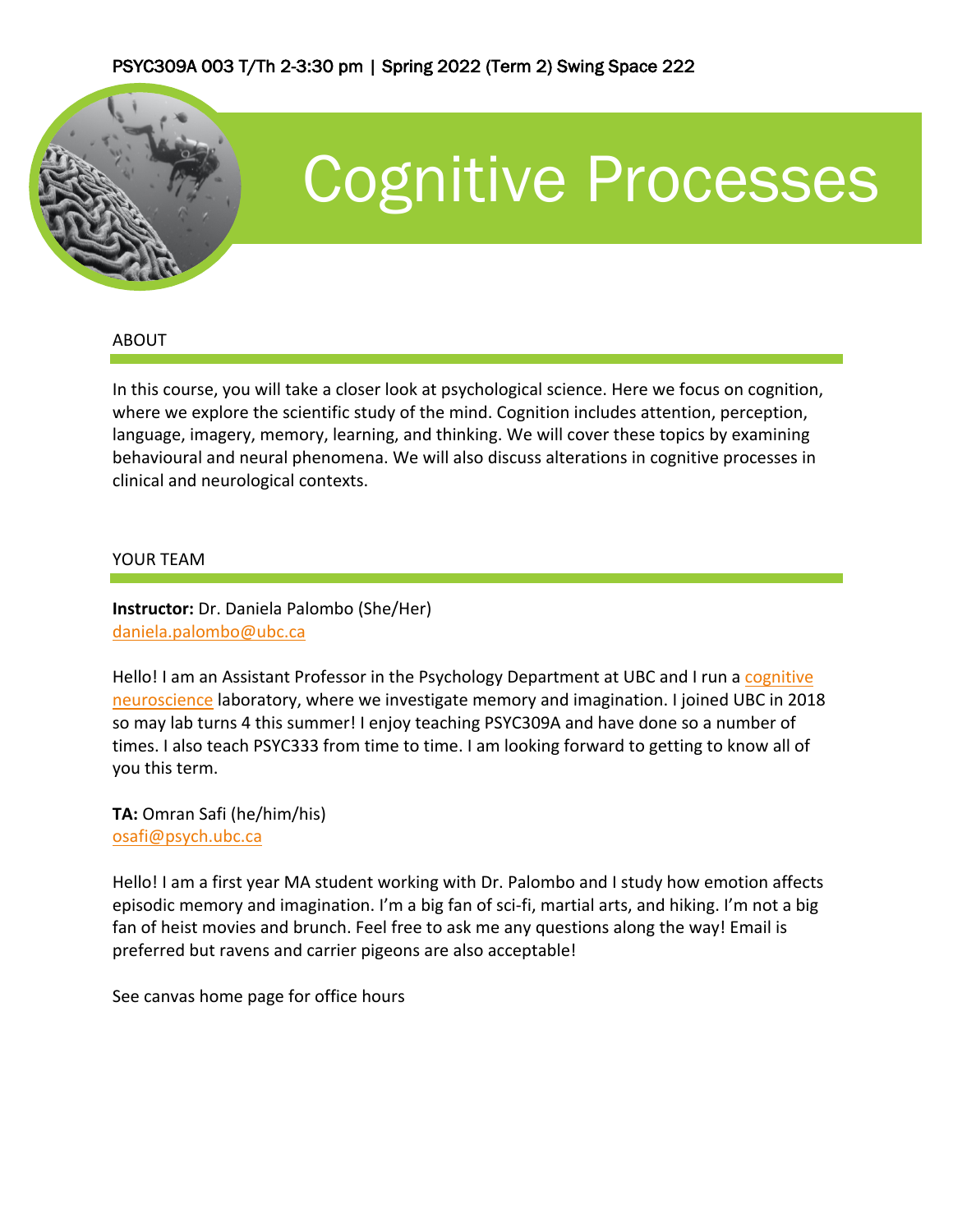PSYC309A 003 T/Th 2-3:30 pm | Spring 2022 (Term 2) Swing Space 222

# Cognitive Processes

## ABOUT

In this course, you will take a closer look at psychological science. Here we focus on cognition, where we explore the scientific study of the mind. Cognition includes attention, perception, language, imagery, memory, learning, and thinking. We will cover these topics by examining behavioural and neural phenomena. We will also discuss alterations in cognitive processes in clinical and neurological contexts.

## YOUR TEAM

**Instructor:** Dr. Daniela Palombo (She/Her)
daniela.palombo@ubc.ca

Hello! I am an Assistant Professor in the Psychology Department at UBC and I run a cognitive neuroscience laboratory, where we investigate memory and imagination. I joined UBC in 2018 so may lab turns 4 this summer! I enjoy teaching PSYC309A and have done so a number of times. I also teach PSYC333 from time to time. I am looking forward to getting to know all of you this term.

**TA:** Omran Safi (he/him/his)
osafi@psych.ubc.ca

Hello! I am a first year MA student working with Dr. Palombo and I study how emotion affects episodic memory and imagination. I'm a big fan of sci-fi, martial arts, and hiking. I'm not a big fan of heist movies and brunch. Feel free to ask me any questions along the way! Email is preferred but ravens and carrier pigeons are also acceptable!

See canvas home page for office hours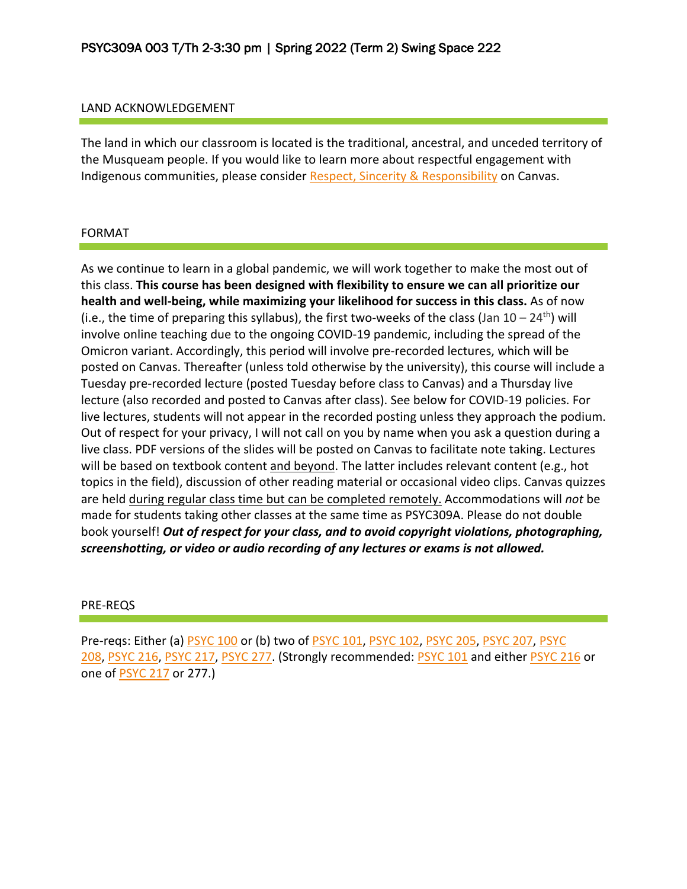## LAND ACKNOWLEDGEMENT

The land in which our classroom is located is the traditional, ancestral, and unceded territory of the Musqueam people. If you would like to learn more about respectful engagement with Indigenous communities, please consider Respect, Sincerity & Responsibility on Canvas.

## FORMAT

As we continue to learn in a global pandemic, we will work together to make the most out of this class. **This course has been designed with flexibility to ensure we can all prioritize our health and well-being, while maximizing your likelihood for success in this class.** As of now (i.e., the time of preparing this syllabus), the first two-weeks of the class (Jan 10 – 24th) will involve online teaching due to the ongoing COVID-19 pandemic, including the spread of the Omicron variant. Accordingly, this period will involve pre-recorded lectures, which will be posted on Canvas. Thereafter (unless told otherwise by the university), this course will include a Tuesday pre-recorded lecture (posted Tuesday before class to Canvas) and a Thursday live lecture (also recorded and posted to Canvas after class). See below for COVID-19 policies. For live lectures, students will not appear in the recorded posting unless they approach the podium. Out of respect for your privacy, I will not call on you by name when you ask a question during a live class. PDF versions of the slides will be posted on Canvas to facilitate note taking. Lectures will be based on textbook content and beyond. The latter includes relevant content (e.g., hot topics in the field), discussion of other reading material or occasional video clips. Canvas quizzes are held during regular class time but can be completed remotely. Accommodations will *not* be made for students taking other classes at the same time as PSYC309A. Please do not double book yourself! ***Out of respect for your class, and to avoid copyright violations, photographing, screenshotting, or video or audio recording of any lectures or exams is not allowed.***

## PRE-REQS

Pre-reqs: Either (a) PSYC 100 or (b) two of PSYC 101, PSYC 102, PSYC 205, PSYC 207, PSYC 208, PSYC 216, PSYC 217, PSYC 277. (Strongly recommended: PSYC 101 and either PSYC 216 or one of PSYC 217 or 277.)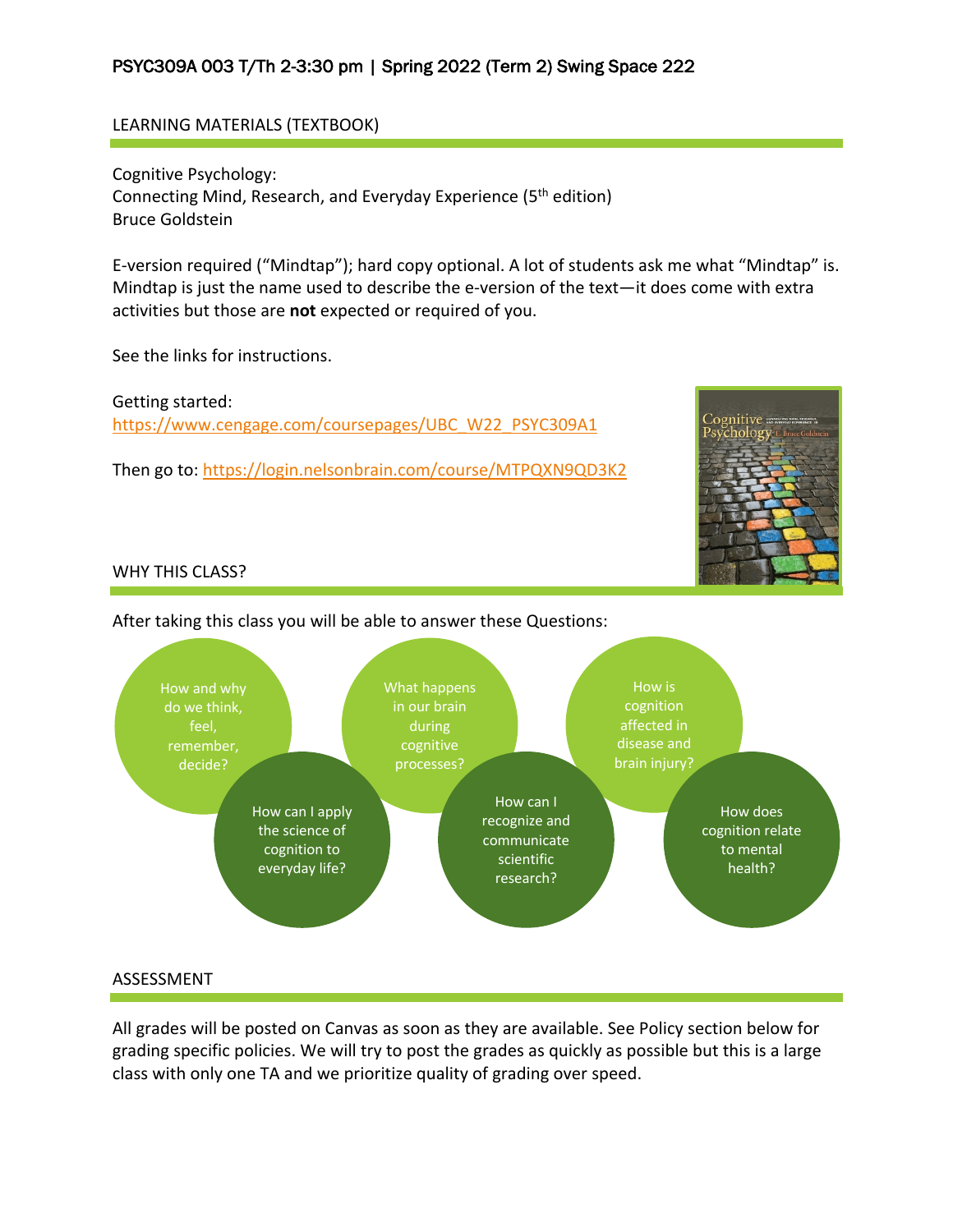PSYC309A 003 T/Th 2-3:30 pm | Spring 2022 (Term 2) Swing Space 222

## LEARNING MATERIALS (TEXTBOOK)

Cognitive Psychology:
Connecting Mind, Research, and Everyday Experience (5th edition)
Bruce Goldstein

E-version required ("Mindtap"); hard copy optional. A lot of students ask me what "Mindtap" is. Mindtap is just the name used to describe the e-version of the text—it does come with extra activities but those are **not** expected or required of you.

See the links for instructions.

Getting started:
https://www.cengage.com/coursepages/UBC_W22_PSYC309A1

Then go to: https://login.nelsonbrain.com/course/MTPQXN9QD3K2

## WHY THIS CLASS?

After taking this class you will be able to answer these Questions:

- How and why do we think, feel, remember, decide?
- What happens in our brain during cognitive processes?
- How is cognition affected in disease and brain injury?
- How can I apply the science of cognition to everyday life?
- How can I recognize and communicate scientific research?
- How does cognition relate to mental health?

## ASSESSMENT

All grades will be posted on Canvas as soon as they are available. See Policy section below for grading specific policies. We will try to post the grades as quickly as possible but this is a large class with only one TA and we prioritize quality of grading over speed.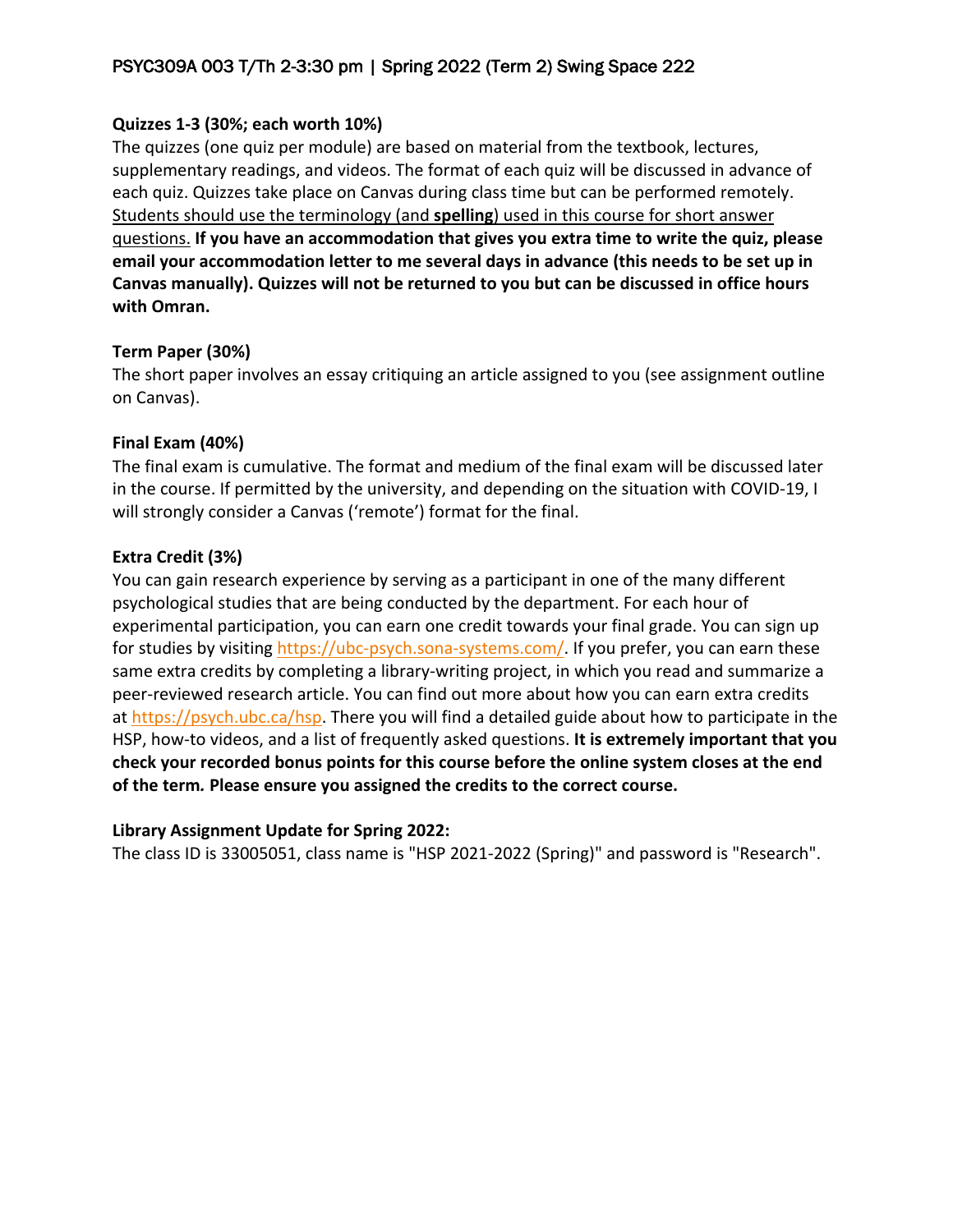**Quizzes 1-3 (30%; each worth 10%)**

The quizzes (one quiz per module) are based on material from the textbook, lectures, supplementary readings, and videos. The format of each quiz will be discussed in advance of each quiz. Quizzes take place on Canvas during class time but can be performed remotely. Students should use the terminology (and **spelling**) used in this course for short answer questions. **If you have an accommodation that gives you extra time to write the quiz, please email your accommodation letter to me several days in advance (this needs to be set up in Canvas manually). Quizzes will not be returned to you but can be discussed in office hours with Omran.**

**Term Paper (30%)**

The short paper involves an essay critiquing an article assigned to you (see assignment outline on Canvas).

**Final Exam (40%)**

The final exam is cumulative. The format and medium of the final exam will be discussed later in the course. If permitted by the university, and depending on the situation with COVID-19, I will strongly consider a Canvas ('remote') format for the final.

**Extra Credit (3%)**

You can gain research experience by serving as a participant in one of the many different psychological studies that are being conducted by the department. For each hour of experimental participation, you can earn one credit towards your final grade. You can sign up for studies by visiting https://ubc-psych.sona-systems.com/. If you prefer, you can earn these same extra credits by completing a library-writing project, in which you read and summarize a peer-reviewed research article. You can find out more about how you can earn extra credits at https://psych.ubc.ca/hsp. There you will find a detailed guide about how to participate in the HSP, how-to videos, and a list of frequently asked questions. **It is extremely important that you check your recorded bonus points for this course before the online system closes at the end of the term. Please ensure you assigned the credits to the correct course.**

**Library Assignment Update for Spring 2022:**

The class ID is 33005051, class name is "HSP 2021-2022 (Spring)" and password is "Research".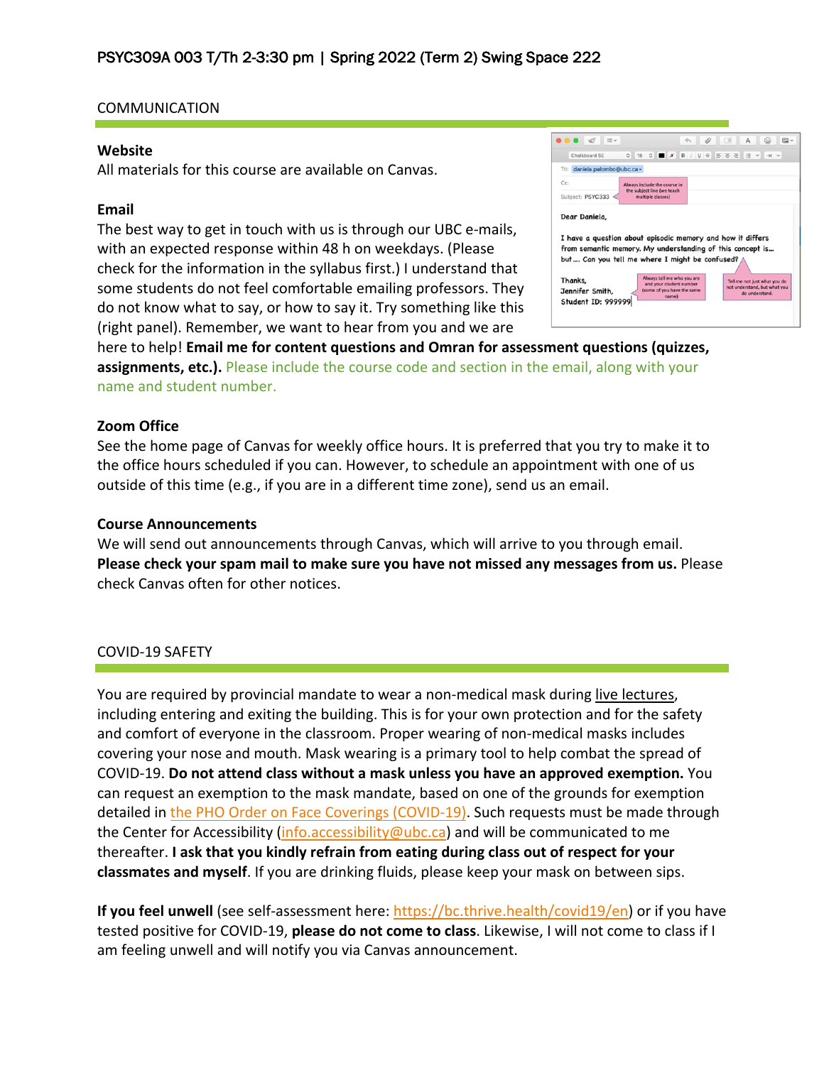PSYC309A 003 T/Th 2-3:30 pm | Spring 2022 (Term 2) Swing Space 222

## COMMUNICATION

### Website

All materials for this course are available on Canvas.

### Email

The best way to get in touch with us is through our UBC e-mails, with an expected response within 48 h on weekdays. (Please check for the information in the syllabus first.) I understand that some students do not feel comfortable emailing professors. They do not know what to say, or how to say it. Try something like this (right panel). Remember, we want to hear from you and we are here to help! **Email me for content questions and Omran for assessment questions (quizzes, assignments, etc.).** Please include the course code and section in the email, along with your name and student number.

> To: daniela.palombo@ubc.ca
>
> Cc:
>
> Subject: PSYC333 — *Always include the course in the subject line (we teach multiple classes)*
>
> Dear Daniela,
>
> I have a question about episodic memory and how it differs from semantic memory. My understanding of this concept is… but…. Can you tell me where I might be confused? — *Tell me not just what you do not understand, but what you do understand.*
>
> Thanks,
> Jennifer Smith,
> Student ID: 999999 — *Always tell me who you are and your student number (some of you have the same name)*

### Zoom Office

See the home page of Canvas for weekly office hours. It is preferred that you try to make it to the office hours scheduled if you can. However, to schedule an appointment with one of us outside of this time (e.g., if you are in a different time zone), send us an email.

### Course Announcements

We will send out announcements through Canvas, which will arrive to you through email. **Please check your spam mail to make sure you have not missed any messages from us.** Please check Canvas often for other notices.

## COVID-19 SAFETY

You are required by provincial mandate to wear a non-medical mask during live lectures, including entering and exiting the building. This is for your own protection and for the safety and comfort of everyone in the classroom. Proper wearing of non-medical masks includes covering your nose and mouth. Mask wearing is a primary tool to help combat the spread of COVID-19. **Do not attend class without a mask unless you have an approved exemption.** You can request an exemption to the mask mandate, based on one of the grounds for exemption detailed in the PHO Order on Face Coverings (COVID-19). Such requests must be made through the Center for Accessibility (info.accessibility@ubc.ca) and will be communicated to me thereafter. **I ask that you kindly refrain from eating during class out of respect for your classmates and myself**. If you are drinking fluids, please keep your mask on between sips.

**If you feel unwell** (see self-assessment here: https://bc.thrive.health/covid19/en) or if you have tested positive for COVID-19, **please do not come to class**. Likewise, I will not come to class if I am feeling unwell and will notify you via Canvas announcement.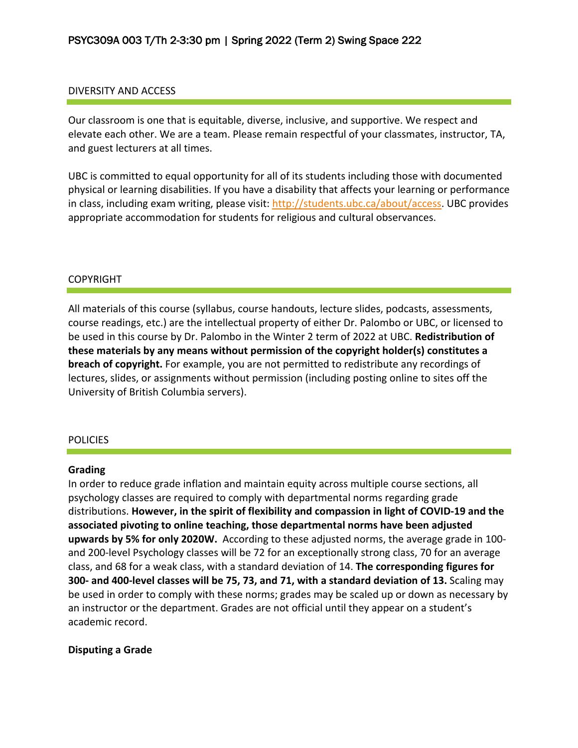## DIVERSITY AND ACCESS

Our classroom is one that is equitable, diverse, inclusive, and supportive. We respect and elevate each other. We are a team. Please remain respectful of your classmates, instructor, TA, and guest lecturers at all times.

UBC is committed to equal opportunity for all of its students including those with documented physical or learning disabilities. If you have a disability that affects your learning or performance in class, including exam writing, please visit: [http://students.ubc.ca/about/access](http://students.ubc.ca/about/access). UBC provides appropriate accommodation for students for religious and cultural observances.

## COPYRIGHT

All materials of this course (syllabus, course handouts, lecture slides, podcasts, assessments, course readings, etc.) are the intellectual property of either Dr. Palombo or UBC, or licensed to be used in this course by Dr. Palombo in the Winter 2 term of 2022 at UBC. **Redistribution of these materials by any means without permission of the copyright holder(s) constitutes a breach of copyright.** For example, you are not permitted to redistribute any recordings of lectures, slides, or assignments without permission (including posting online to sites off the University of British Columbia servers).

## POLICIES

### Grading

In order to reduce grade inflation and maintain equity across multiple course sections, all psychology classes are required to comply with departmental norms regarding grade distributions. **However, in the spirit of flexibility and compassion in light of COVID-19 and the associated pivoting to online teaching, those departmental norms have been adjusted upwards by 5% for only 2020W.** According to these adjusted norms, the average grade in 100- and 200-level Psychology classes will be 72 for an exceptionally strong class, 70 for an average class, and 68 for a weak class, with a standard deviation of 14. **The corresponding figures for 300- and 400-level classes will be 75, 73, and 71, with a standard deviation of 13.** Scaling may be used in order to comply with these norms; grades may be scaled up or down as necessary by an instructor or the department. Grades are not official until they appear on a student's academic record.

### Disputing a Grade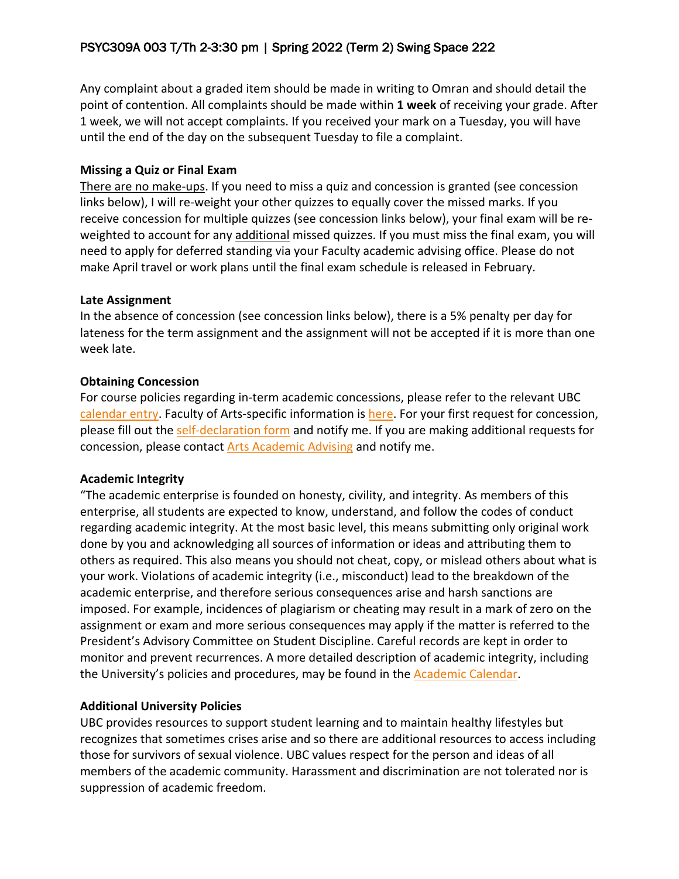Any complaint about a graded item should be made in writing to Omran and should detail the point of contention. All complaints should be made within **1 week** of receiving your grade. After 1 week, we will not accept complaints. If you received your mark on a Tuesday, you will have until the end of the day on the subsequent Tuesday to file a complaint.

**Missing a Quiz or Final Exam**

There are no make-ups. If you need to miss a quiz and concession is granted (see concession links below), I will re-weight your other quizzes to equally cover the missed marks. If you receive concession for multiple quizzes (see concession links below), your final exam will be re-weighted to account for any additional missed quizzes. If you must miss the final exam, you will need to apply for deferred standing via your Faculty academic advising office. Please do not make April travel or work plans until the final exam schedule is released in February.

**Late Assignment**

In the absence of concession (see concession links below), there is a 5% penalty per day for lateness for the term assignment and the assignment will not be accepted if it is more than one week late.

**Obtaining Concession**

For course policies regarding in-term academic concessions, please refer to the relevant UBC calendar entry. Faculty of Arts-specific information is here. For your first request for concession, please fill out the self-declaration form and notify me. If you are making additional requests for concession, please contact Arts Academic Advising and notify me.

**Academic Integrity**

"The academic enterprise is founded on honesty, civility, and integrity. As members of this enterprise, all students are expected to know, understand, and follow the codes of conduct regarding academic integrity. At the most basic level, this means submitting only original work done by you and acknowledging all sources of information or ideas and attributing them to others as required. This also means you should not cheat, copy, or mislead others about what is your work. Violations of academic integrity (i.e., misconduct) lead to the breakdown of the academic enterprise, and therefore serious consequences arise and harsh sanctions are imposed. For example, incidences of plagiarism or cheating may result in a mark of zero on the assignment or exam and more serious consequences may apply if the matter is referred to the President's Advisory Committee on Student Discipline. Careful records are kept in order to monitor and prevent recurrences. A more detailed description of academic integrity, including the University's policies and procedures, may be found in the Academic Calendar.

**Additional University Policies**

UBC provides resources to support student learning and to maintain healthy lifestyles but recognizes that sometimes crises arise and so there are additional resources to access including those for survivors of sexual violence. UBC values respect for the person and ideas of all members of the academic community. Harassment and discrimination are not tolerated nor is suppression of academic freedom.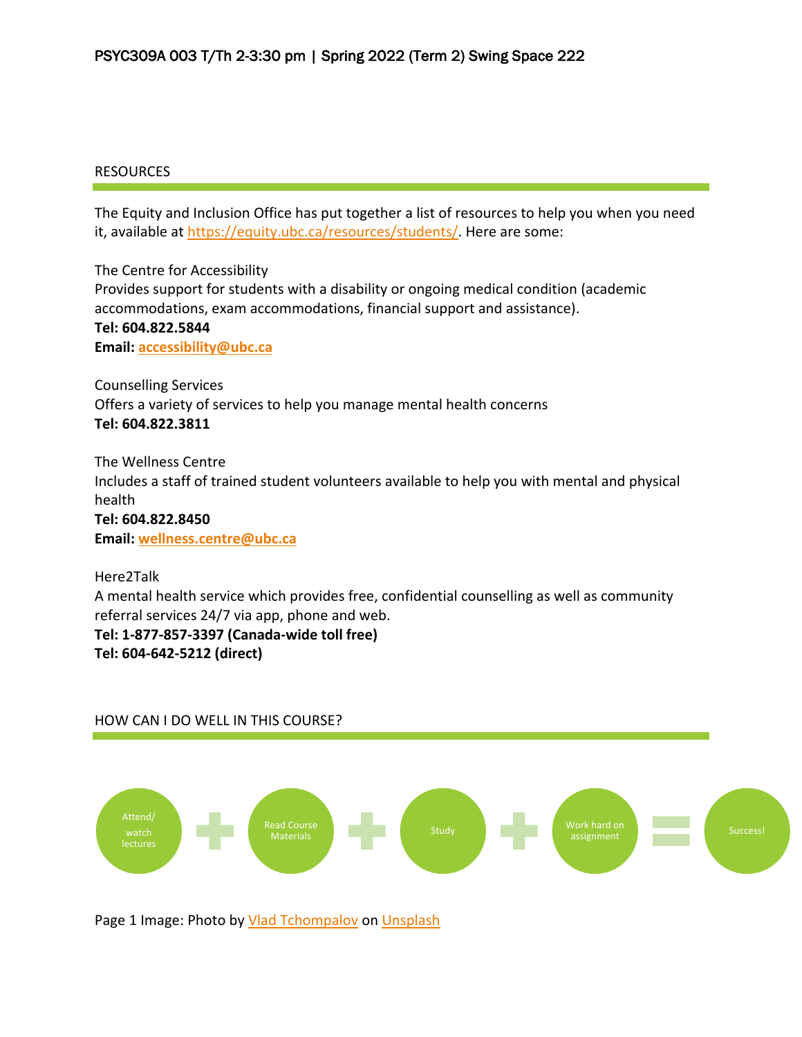## RESOURCES

The Equity and Inclusion Office has put together a list of resources to help you when you need it, available at https://equity.ubc.ca/resources/students/. Here are some:

The Centre for Accessibility
Provides support for students with a disability or ongoing medical condition (academic accommodations, exam accommodations, financial support and assistance).
**Tel: 604.822.5844**
**Email: accessibility@ubc.ca**

Counselling Services
Offers a variety of services to help you manage mental health concerns
**Tel: 604.822.3811**

The Wellness Centre
Includes a staff of trained student volunteers available to help you with mental and physical health
**Tel: 604.822.8450**
**Email: wellness.centre@ubc.ca**

Here2Talk
A mental health service which provides free, confidential counselling as well as community referral services 24/7 via app, phone and web.
**Tel: 1-877-857-3397 (Canada-wide toll free)**
**Tel: 604-642-5212 (direct)**

## HOW CAN I DO WELL IN THIS COURSE?

Attend/ watch lectures + Read Course Materials + Study + Work hard on assignment = Success!

Page 1 Image: Photo by Vlad Tchompalov on Unsplash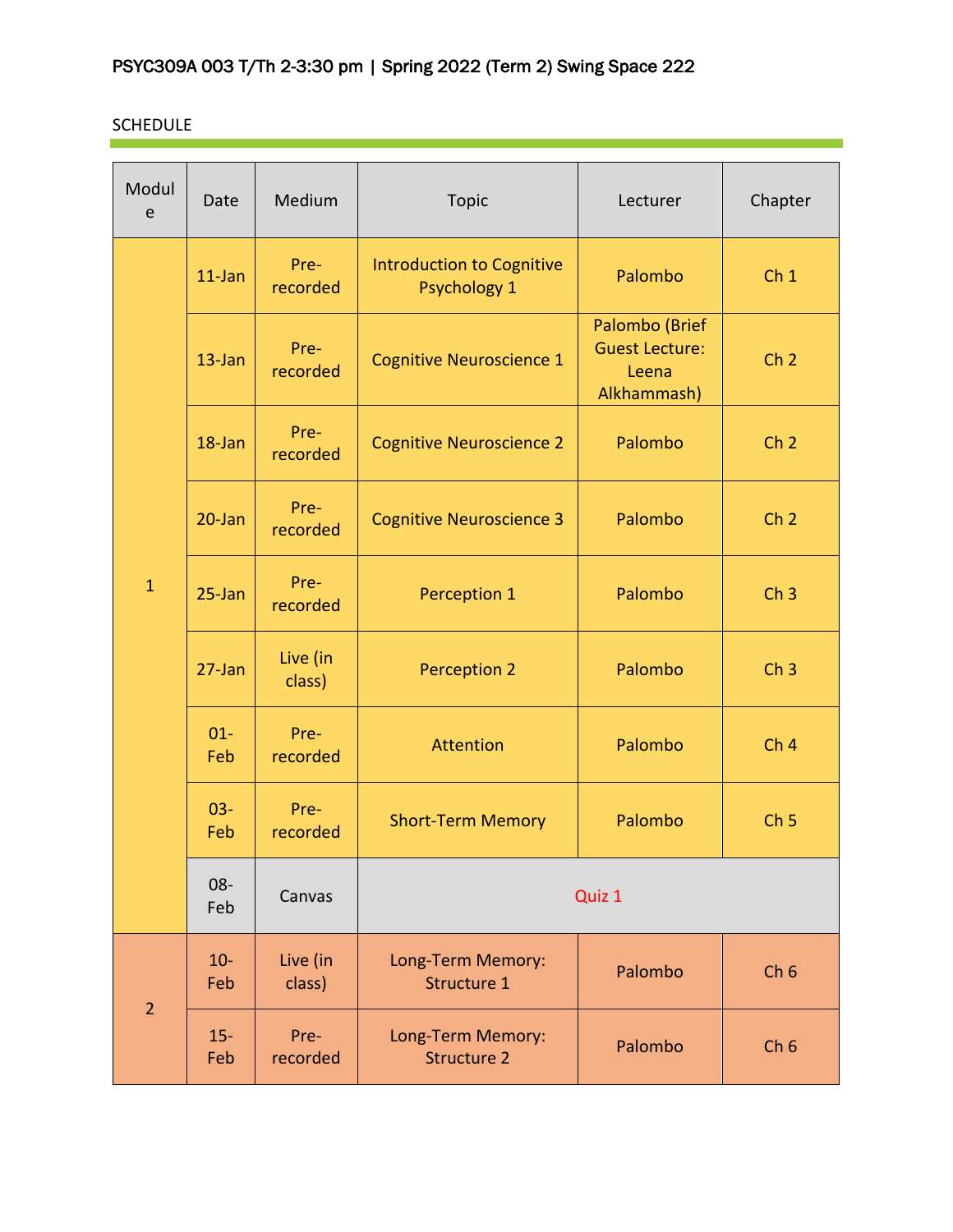**PSYC309A 003 T/Th 2-3:30 pm | Spring 2022 (Term 2) Swing Space 222**

SCHEDULE

| Module | Date | Medium | Topic | Lecturer | Chapter |
|---|---|---|---|---|---|
| 1 | 11-Jan | Pre-recorded | Introduction to Cognitive Psychology 1 | Palombo | Ch 1 |
| | 13-Jan | Pre-recorded | Cognitive Neuroscience 1 | Palombo (Brief Guest Lecture: Leena Alkhammash) | Ch 2 |
| | 18-Jan | Pre-recorded | Cognitive Neuroscience 2 | Palombo | Ch 2 |
| | 20-Jan | Pre-recorded | Cognitive Neuroscience 3 | Palombo | Ch 2 |
| | 25-Jan | Pre-recorded | Perception 1 | Palombo | Ch 3 |
| | 27-Jan | Live (in class) | Perception 2 | Palombo | Ch 3 |
| | 01-Feb | Pre-recorded | Attention | Palombo | Ch 4 |
| | 03-Feb | Pre-recorded | Short-Term Memory | Palombo | Ch 5 |
| | 08-Feb | Canvas | Quiz 1 | | |
| 2 | 10-Feb | Live (in class) | Long-Term Memory: Structure 1 | Palombo | Ch 6 |
| | 15-Feb | Pre-recorded | Long-Term Memory: Structure 2 | Palombo | Ch 6 |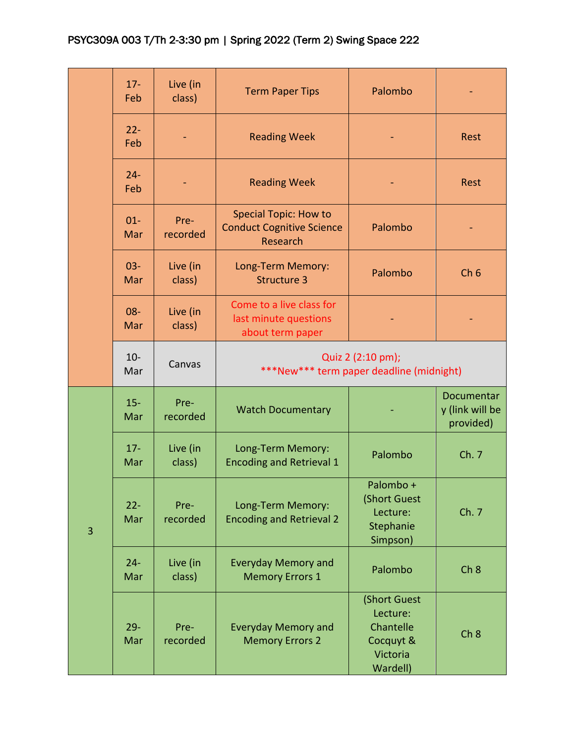PSYC309A 003 T/Th 2-3:30 pm | Spring 2022 (Term 2) Swing Space 222

| | | | | | |
|---|---|---|---|---|---|
| | 17-Feb | Live (in class) | Term Paper Tips | Palombo | - |
| | 22-Feb | - | Reading Week | - | Rest |
| | 24-Feb | - | Reading Week | - | Rest |
| | 01-Mar | Pre-recorded | Special Topic: How to Conduct Cognitive Science Research | Palombo | - |
| | 03-Mar | Live (in class) | Long-Term Memory: Structure 3 | Palombo | Ch 6 |
| | 08-Mar | Live (in class) | Come to a live class for last minute questions about term paper | - | - |
| | 10-Mar | Canvas | Quiz 2 (2:10 pm); ***New*** term paper deadline (midnight) | | |
| 3 | 15-Mar | Pre-recorded | Watch Documentary | - | Documentary (link will be provided) |
| | 17-Mar | Live (in class) | Long-Term Memory: Encoding and Retrieval 1 | Palombo | Ch. 7 |
| | 22-Mar | Pre-recorded | Long-Term Memory: Encoding and Retrieval 2 | Palombo + (Short Guest Lecture: Stephanie Simpson) | Ch. 7 |
| | 24-Mar | Live (in class) | Everyday Memory and Memory Errors 1 | Palombo | Ch 8 |
| | 29-Mar | Pre-recorded | Everyday Memory and Memory Errors 2 | (Short Guest Lecture: Chantelle Cocquyt & Victoria Wardell) | Ch 8 |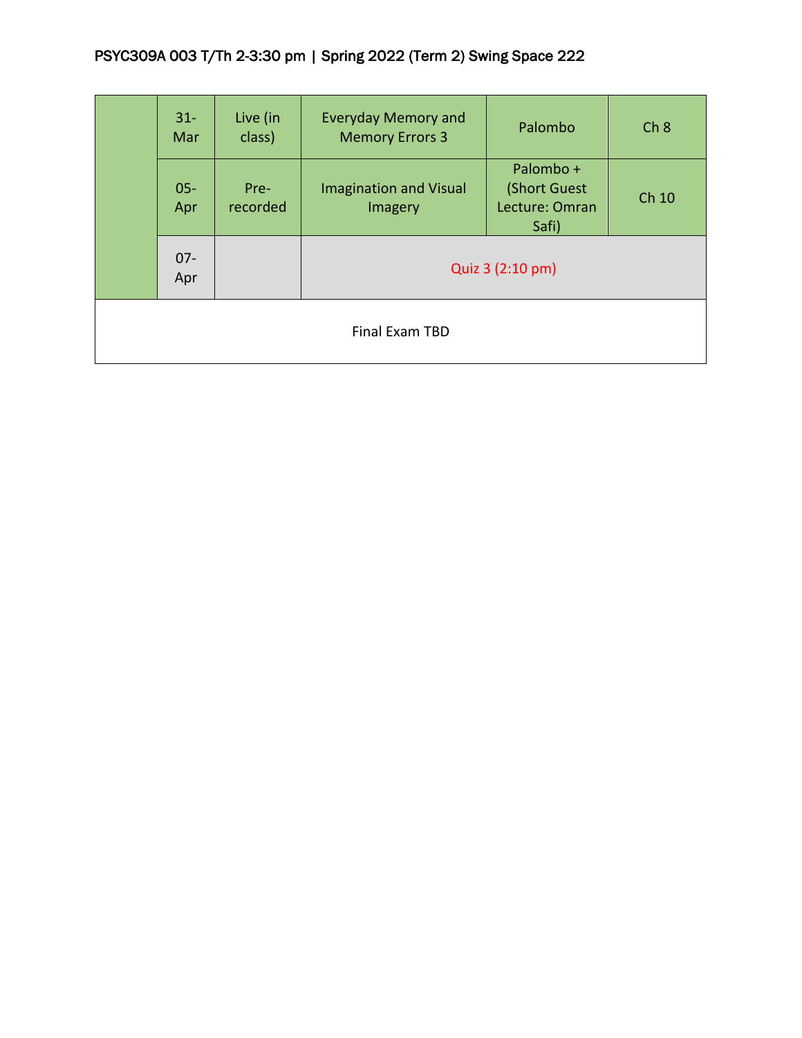PSYC309A 003 T/Th 2-3:30 pm | Spring 2022 (Term 2) Swing Space 222

| | | | | | |
|---|---|---|---|---|---|
| | 31-Mar | Live (in class) | Everyday Memory and Memory Errors 3 | Palombo | Ch 8 |
| | 05-Apr | Pre-recorded | Imagination and Visual Imagery | Palombo + (Short Guest Lecture: Omran Safi) | Ch 10 |
| | 07-Apr | | Quiz 3 (2:10 pm) | | |
| Final Exam TBD | | | | | |